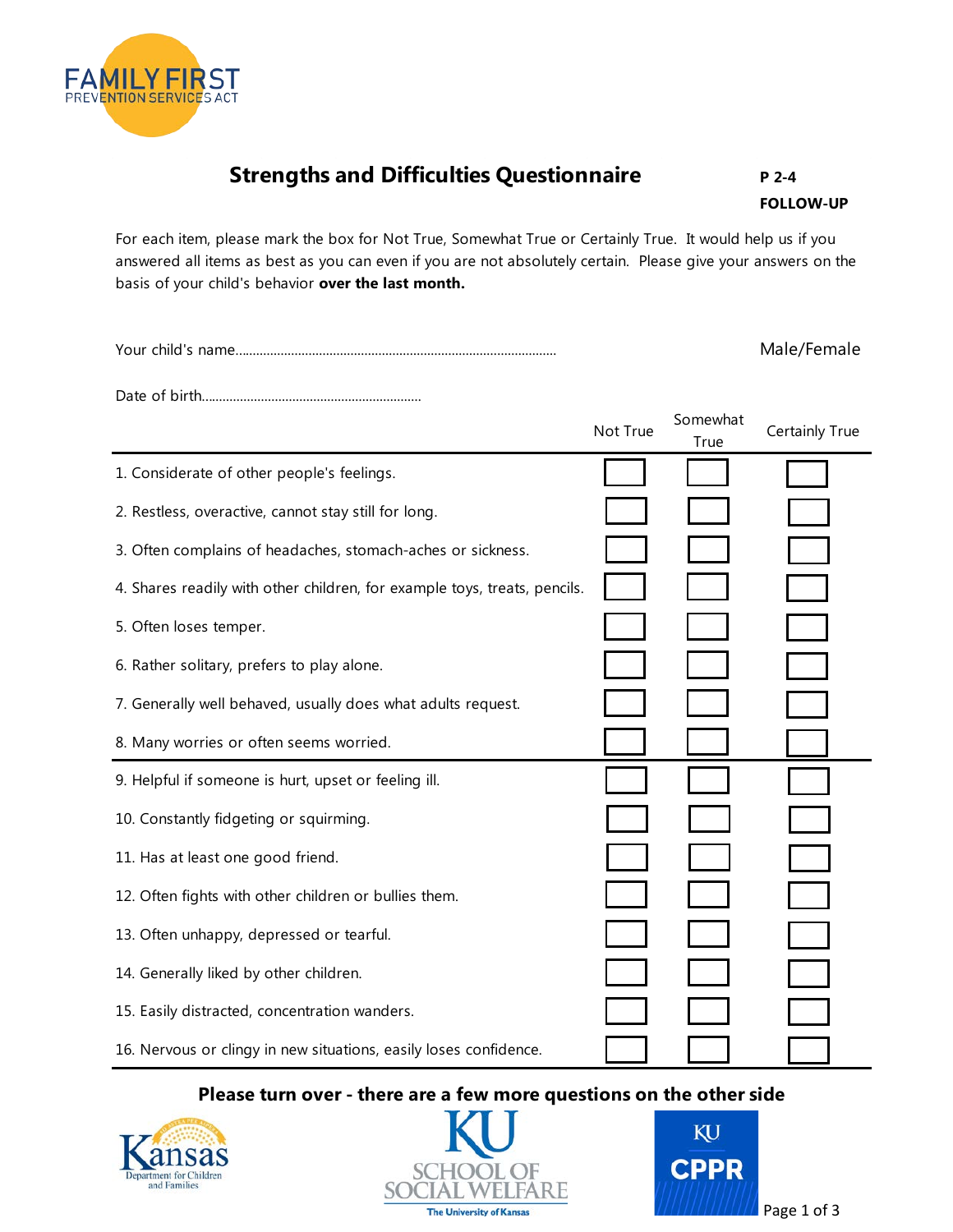FAMILY FIRST
PREVENTION SERVICES ACT

# Strengths and Difficulties Questionnaire

**P 2-4**
**FOLLOW-UP**

For each item, please mark the box for Not True, Somewhat True or Certainly True. It would help us if you answered all items as best as you can even if you are not absolutely certain. Please give your answers on the basis of your child's behavior **over the last month.**

Your child's name........................................................................................... Male/Female

Date of birth...............................................................

| | Not True | Somewhat True | Certainly True |
|---|---|---|---|
| 1. Considerate of other people's feelings. | ☐ | ☐ | ☐ |
| 2. Restless, overactive, cannot stay still for long. | ☐ | ☐ | ☐ |
| 3. Often complains of headaches, stomach-aches or sickness. | ☐ | ☐ | ☐ |
| 4. Shares readily with other children, for example toys, treats, pencils. | ☐ | ☐ | ☐ |
| 5. Often loses temper. | ☐ | ☐ | ☐ |
| 6. Rather solitary, prefers to play alone. | ☐ | ☐ | ☐ |
| 7. Generally well behaved, usually does what adults request. | ☐ | ☐ | ☐ |
| 8. Many worries or often seems worried. | ☐ | ☐ | ☐ |
| 9. Helpful if someone is hurt, upset or feeling ill. | ☐ | ☐ | ☐ |
| 10. Constantly fidgeting or squirming. | ☐ | ☐ | ☐ |
| 11. Has at least one good friend. | ☐ | ☐ | ☐ |
| 12. Often fights with other children or bullies them. | ☐ | ☐ | ☐ |
| 13. Often unhappy, depressed or tearful. | ☐ | ☐ | ☐ |
| 14. Generally liked by other children. | ☐ | ☐ | ☐ |
| 15. Easily distracted, concentration wanders. | ☐ | ☐ | ☐ |
| 16. Nervous or clingy in new situations, easily loses confidence. | ☐ | ☐ | ☐ |

**Please turn over - there are a few more questions on the other side**

Kansas Department for Children and Families

KU School of Social Welfare, The University of Kansas

KU CPPR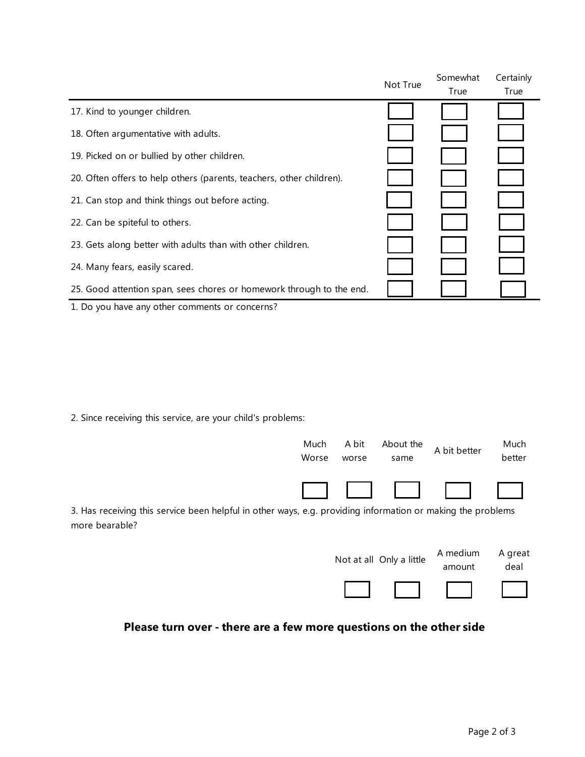| | Not True | Somewhat True | Certainly True |
|---|---|---|---|
| 17. Kind to younger children. | ☐ | ☐ | ☐ |
| 18. Often argumentative with adults. | ☐ | ☐ | ☐ |
| 19. Picked on or bullied by other children. | ☐ | ☐ | ☐ |
| 20. Often offers to help others (parents, teachers, other children). | ☐ | ☐ | ☐ |
| 21. Can stop and think things out before acting. | ☐ | ☐ | ☐ |
| 22. Can be spiteful to others. | ☐ | ☐ | ☐ |
| 23. Gets along better with adults than with other children. | ☐ | ☐ | ☐ |
| 24. Many fears, easily scared. | ☐ | ☐ | ☐ |
| 25. Good attention span, sees chores or homework through to the end. | ☐ | ☐ | ☐ |

1. Do you have any other comments or concerns?

2. Since receiving this service, are your child's problems:

| Much Worse | A bit worse | About the same | A bit better | Much better |
|---|---|---|---|---|
| ☐ | ☐ | ☐ | ☐ | ☐ |

3. Has receiving this service been helpful in other ways, e.g. providing information or making the problems more bearable?

| Not at all | Only a little | A medium amount | A great deal |
|---|---|---|---|
| ☐ | ☐ | ☐ | ☐ |

**Please turn over - there are a few more questions on the other side**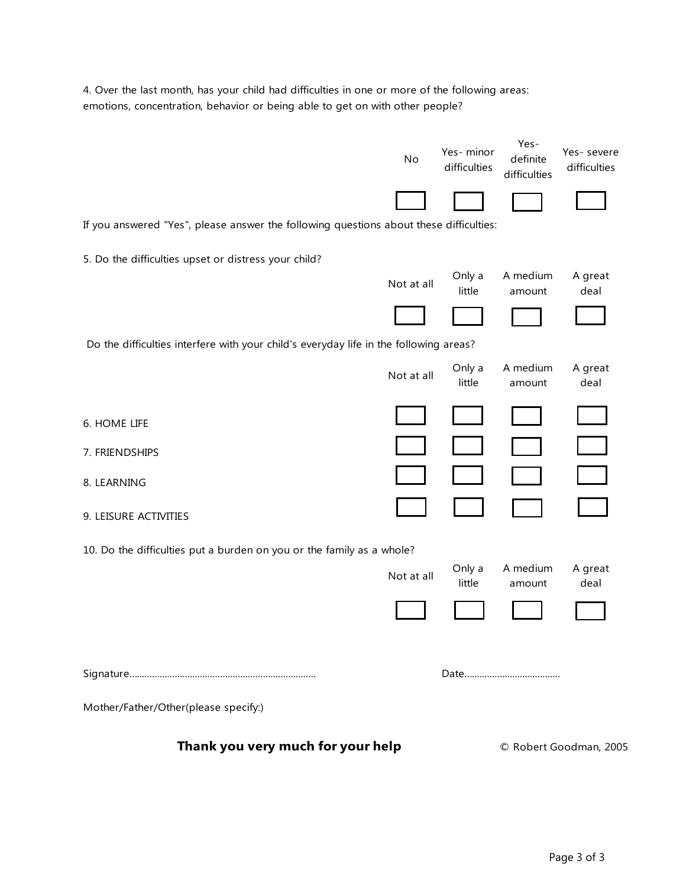4. Over the last month, has your child had difficulties in one or more of the following areas: emotions, concentration, behavior or being able to get on with other people?

| No | Yes- minor difficulties | Yes- definite difficulties | Yes- severe difficulties |
|---|---|---|---|
| ☐ | ☐ | ☐ | ☐ |

If you answered "Yes", please answer the following questions about these difficulties:

5. Do the difficulties upset or distress your child?

| Not at all | Only a little | A medium amount | A great deal |
|---|---|---|---|
| ☐ | ☐ | ☐ | ☐ |

Do the difficulties interfere with your child's everyday life in the following areas?

| | Not at all | Only a little | A medium amount | A great deal |
|---|---|---|---|---|
| 6. HOME LIFE | ☐ | ☐ | ☐ | ☐ |
| 7. FRIENDSHIPS | ☐ | ☐ | ☐ | ☐ |
| 8. LEARNING | ☐ | ☐ | ☐ | ☐ |
| 9. LEISURE ACTIVITIES | ☐ | ☐ | ☐ | ☐ |

10. Do the difficulties put a burden on you or the family as a whole?

| Not at all | Only a little | A medium amount | A great deal |
|---|---|---|---|
| ☐ | ☐ | ☐ | ☐ |

Signature.........................................................................      Date......................................

Mother/Father/Other(please specify:)

**Thank you very much for your help**

© Robert Goodman, 2005